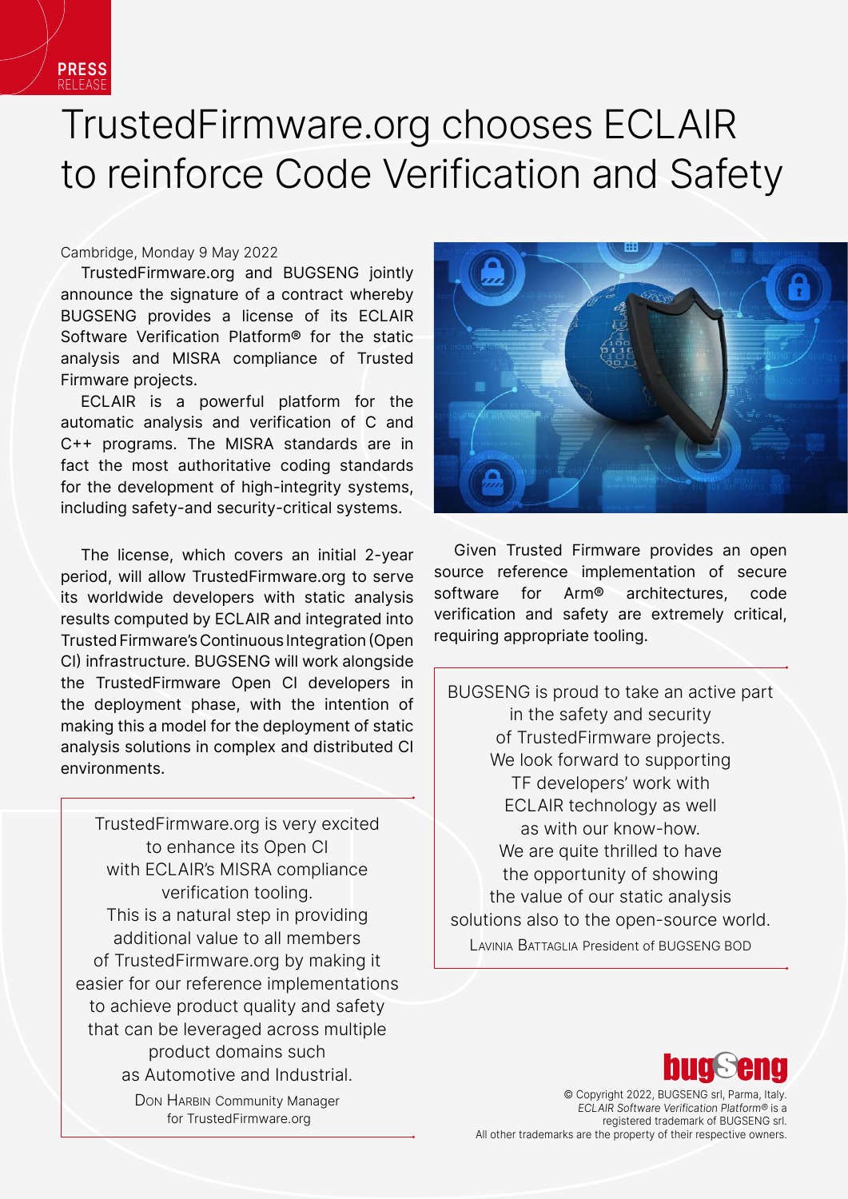PRESS RELEASE

# TrustedFirmware.org chooses ECLAIR to reinforce Code Verification and Safety

Cambridge, Monday 9 May 2022

TrustedFirmware.org and BUGSENG jointly announce the signature of a contract whereby BUGSENG provides a license of its ECLAIR Software Verification Platform® for the static analysis and MISRA compliance of Trusted Firmware projects.

ECLAIR is a powerful platform for the automatic analysis and verification of C and C++ programs. The MISRA standards are in fact the most authoritative coding standards for the development of high-integrity systems, including safety-and security-critical systems.

The license, which covers an initial 2-year period, will allow TrustedFirmware.org to serve its worldwide developers with static analysis results computed by ECLAIR and integrated into Trusted Firmware's Continuous Integration (Open CI) infrastructure. BUGSENG will work alongside the TrustedFirmware Open CI developers in the deployment phase, with the intention of making this a model for the deployment of static analysis solutions in complex and distributed CI environments.

> TrustedFirmware.org is very excited to enhance its Open CI with ECLAIR's MISRA compliance verification tooling. This is a natural step in providing additional value to all members of TrustedFirmware.org by making it easier for our reference implementations to achieve product quality and safety that can be leveraged across multiple product domains such as Automotive and Industrial.
>
> Don Harbin Community Manager for TrustedFirmware.org

Given Trusted Firmware provides an open source reference implementation of secure software for Arm® architectures, code verification and safety are extremely critical, requiring appropriate tooling.

> BUGSENG is proud to take an active part in the safety and security of TrustedFirmware projects. We look forward to supporting TF developers' work with ECLAIR technology as well as with our know-how. We are quite thrilled to have the opportunity of showing the value of our static analysis solutions also to the open-source world.
>
> Lavinia Battaglia President of BUGSENG BOD

bugseng

© Copyright 2022, BUGSENG srl, Parma, Italy.
*ECLAIR Software Verification Platform®* is a registered trademark of BUGSENG srl.
All other trademarks are the property of their respective owners.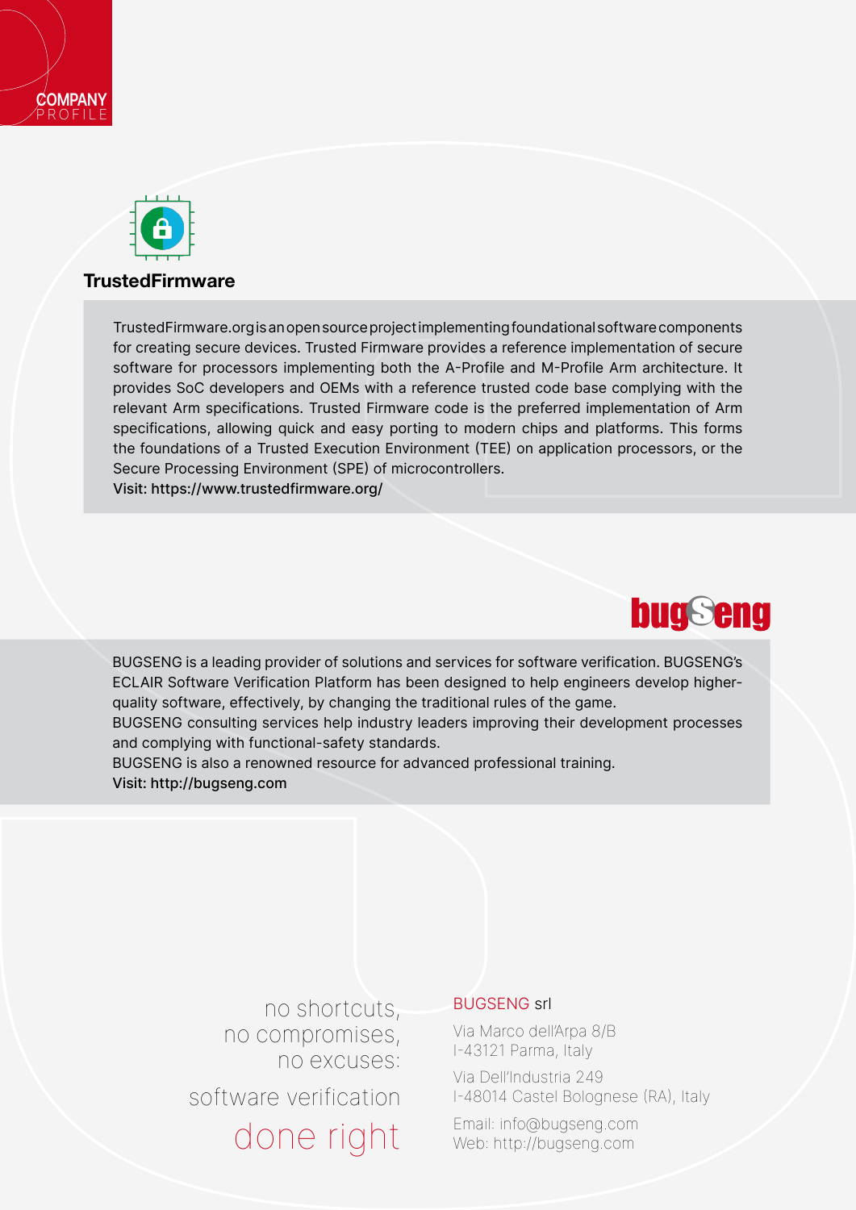## TrustedFirmware

TrustedFirmware.org is an open source project implementing foundational software components for creating secure devices. Trusted Firmware provides a reference implementation of secure software for processors implementing both the A-Profile and M-Profile Arm architecture. It provides SoC developers and OEMs with a reference trusted code base complying with the relevant Arm specifications. Trusted Firmware code is the preferred implementation of Arm specifications, allowing quick and easy porting to modern chips and platforms. This forms the foundations of a Trusted Execution Environment (TEE) on application processors, or the Secure Processing Environment (SPE) of microcontrollers.

**Visit: https://www.trustedfirmware.org/**

## bugseng

BUGSENG is a leading provider of solutions and services for software verification. BUGSENG's ECLAIR Software Verification Platform has been designed to help engineers develop higher-quality software, effectively, by changing the traditional rules of the game.

BUGSENG consulting services help industry leaders improving their development processes and complying with functional-safety standards.

BUGSENG is also a renowned resource for advanced professional training.

**Visit: http://bugseng.com**

no shortcuts,
no compromises,
no excuses:

software verification

done right

BUGSENG srl

Via Marco dell'Arpa 8/B
I-43121 Parma, Italy

Via Dell'Industria 249
I-48014 Castel Bolognese (RA), Italy

Email: info@bugseng.com
Web: http://bugseng.com